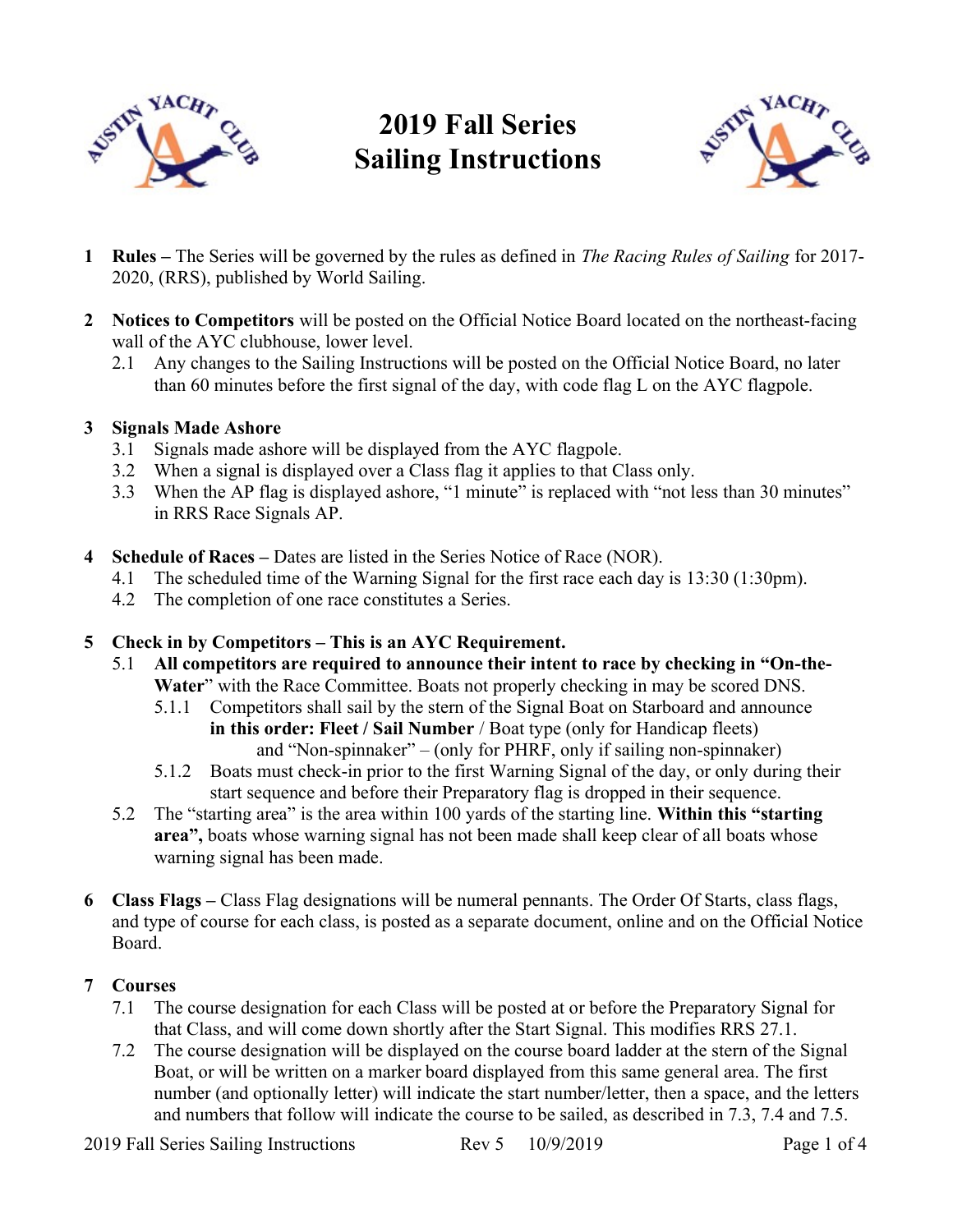# 2019 Fall Series Sailing Instructions

**1 Rules –** The Series will be governed by the rules as defined in *The Racing Rules of Sailing* for 2017-2020, (RRS), published by World Sailing.

**2 Notices to Competitors** will be posted on the Official Notice Board located on the northeast-facing wall of the AYC clubhouse, lower level.

- 2.1 Any changes to the Sailing Instructions will be posted on the Official Notice Board, no later than 60 minutes before the first signal of the day, with code flag L on the AYC flagpole.

**3 Signals Made Ashore**

- 3.1 Signals made ashore will be displayed from the AYC flagpole.
- 3.2 When a signal is displayed over a Class flag it applies to that Class only.
- 3.3 When the AP flag is displayed ashore, "1 minute" is replaced with "not less than 30 minutes" in RRS Race Signals AP.

**4 Schedule of Races –** Dates are listed in the Series Notice of Race (NOR).

- 4.1 The scheduled time of the Warning Signal for the first race each day is 13:30 (1:30pm).
- 4.2 The completion of one race constitutes a Series.

**5 Check in by Competitors – This is an AYC Requirement.**

- 5.1 **All competitors are required to announce their intent to race by checking in "On-the-Water"** with the Race Committee. Boats not properly checking in may be scored DNS.
  - 5.1.1 Competitors shall sail by the stern of the Signal Boat on Starboard and announce **in this order: Fleet / Sail Number** / Boat type (only for Handicap fleets) and "Non-spinnaker" – (only for PHRF, only if sailing non-spinnaker)
  - 5.1.2 Boats must check-in prior to the first Warning Signal of the day, or only during their start sequence and before their Preparatory flag is dropped in their sequence.
- 5.2 The "starting area" is the area within 100 yards of the starting line. **Within this "starting area",** boats whose warning signal has not been made shall keep clear of all boats whose warning signal has been made.

**6 Class Flags –** Class Flag designations will be numeral pennants. The Order Of Starts, class flags, and type of course for each class, is posted as a separate document, online and on the Official Notice Board.

**7 Courses**

- 7.1 The course designation for each Class will be posted at or before the Preparatory Signal for that Class, and will come down shortly after the Start Signal. This modifies RRS 27.1.
- 7.2 The course designation will be displayed on the course board ladder at the stern of the Signal Boat, or will be written on a marker board displayed from this same general area. The first number (and optionally letter) will indicate the start number/letter, then a space, and the letters and numbers that follow will indicate the course to be sailed, as described in 7.3, 7.4 and 7.5.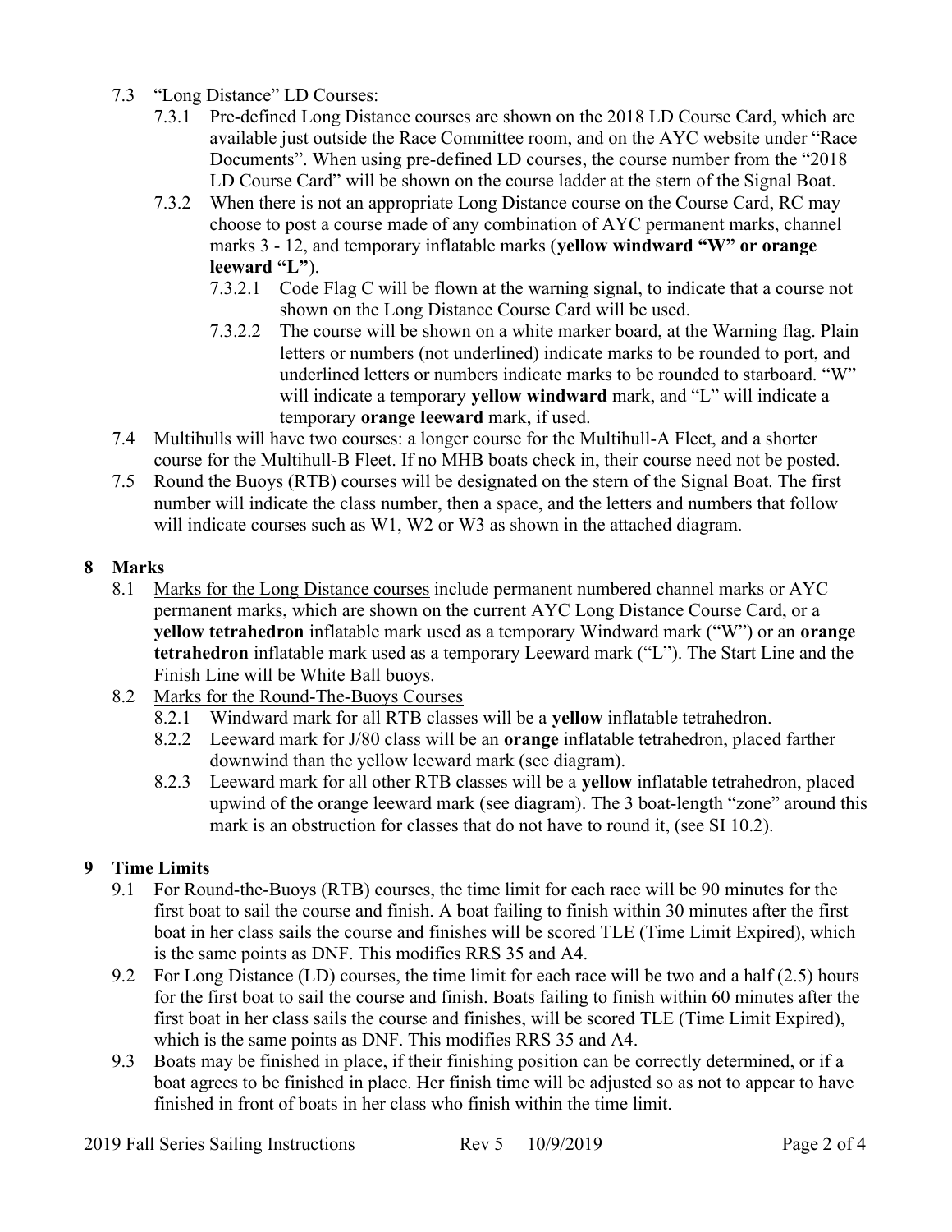- 7.3 "Long Distance" LD Courses:
  - 7.3.1 Pre-defined Long Distance courses are shown on the 2018 LD Course Card, which are available just outside the Race Committee room, and on the AYC website under "Race Documents". When using pre-defined LD courses, the course number from the "2018 LD Course Card" will be shown on the course ladder at the stern of the Signal Boat.
  - 7.3.2 When there is not an appropriate Long Distance course on the Course Card, RC may choose to post a course made of any combination of AYC permanent marks, channel marks 3 - 12, and temporary inflatable marks (**yellow windward "W" or orange leeward "L"**).
    - 7.3.2.1 Code Flag C will be flown at the warning signal, to indicate that a course not shown on the Long Distance Course Card will be used.
    - 7.3.2.2 The course will be shown on a white marker board, at the Warning flag. Plain letters or numbers (not underlined) indicate marks to be rounded to port, and underlined letters or numbers indicate marks to be rounded to starboard. "W" will indicate a temporary **yellow windward** mark, and "L" will indicate a temporary **orange leeward** mark, if used.
- 7.4 Multihulls will have two courses: a longer course for the Multihull-A Fleet, and a shorter course for the Multihull-B Fleet. If no MHB boats check in, their course need not be posted.
- 7.5 Round the Buoys (RTB) courses will be designated on the stern of the Signal Boat. The first number will indicate the class number, then a space, and the letters and numbers that follow will indicate courses such as W1, W2 or W3 as shown in the attached diagram.

## 8 Marks

- 8.1 <u>Marks for the Long Distance courses</u> include permanent numbered channel marks or AYC permanent marks, which are shown on the current AYC Long Distance Course Card, or a **yellow tetrahedron** inflatable mark used as a temporary Windward mark ("W") or an **orange tetrahedron** inflatable mark used as a temporary Leeward mark ("L"). The Start Line and the Finish Line will be White Ball buoys.
- 8.2 <u>Marks for the Round-The-Buoys Courses</u>
  - 8.2.1 Windward mark for all RTB classes will be a **yellow** inflatable tetrahedron.
  - 8.2.2 Leeward mark for J/80 class will be an **orange** inflatable tetrahedron, placed farther downwind than the yellow leeward mark (see diagram).
  - 8.2.3 Leeward mark for all other RTB classes will be a **yellow** inflatable tetrahedron, placed upwind of the orange leeward mark (see diagram). The 3 boat-length "zone" around this mark is an obstruction for classes that do not have to round it, (see SI 10.2).

## 9 Time Limits

- 9.1 For Round-the-Buoys (RTB) courses, the time limit for each race will be 90 minutes for the first boat to sail the course and finish. A boat failing to finish within 30 minutes after the first boat in her class sails the course and finishes will be scored TLE (Time Limit Expired), which is the same points as DNF. This modifies RRS 35 and A4.
- 9.2 For Long Distance (LD) courses, the time limit for each race will be two and a half (2.5) hours for the first boat to sail the course and finish. Boats failing to finish within 60 minutes after the first boat in her class sails the course and finishes, will be scored TLE (Time Limit Expired), which is the same points as DNF. This modifies RRS 35 and A4.
- 9.3 Boats may be finished in place, if their finishing position can be correctly determined, or if a boat agrees to be finished in place. Her finish time will be adjusted so as not to appear to have finished in front of boats in her class who finish within the time limit.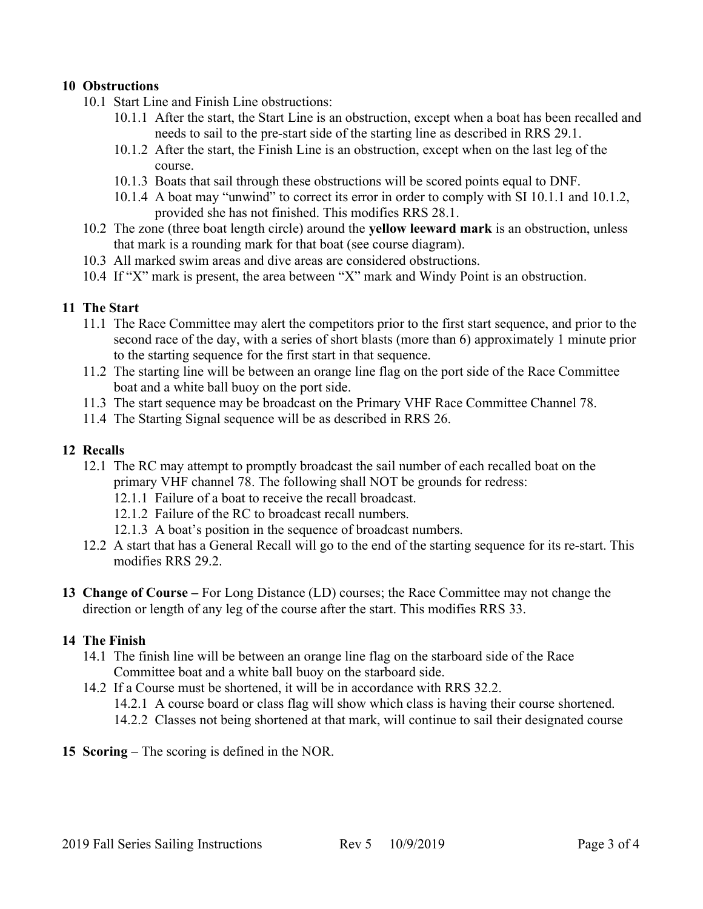## 10 Obstructions

- 10.1 Start Line and Finish Line obstructions:
  - 10.1.1 After the start, the Start Line is an obstruction, except when a boat has been recalled and needs to sail to the pre-start side of the starting line as described in RRS 29.1.
  - 10.1.2 After the start, the Finish Line is an obstruction, except when on the last leg of the course.
  - 10.1.3 Boats that sail through these obstructions will be scored points equal to DNF.
  - 10.1.4 A boat may "unwind" to correct its error in order to comply with SI 10.1.1 and 10.1.2, provided she has not finished. This modifies RRS 28.1.
- 10.2 The zone (three boat length circle) around the **yellow leeward mark** is an obstruction, unless that mark is a rounding mark for that boat (see course diagram).
- 10.3 All marked swim areas and dive areas are considered obstructions.
- 10.4 If "X" mark is present, the area between "X" mark and Windy Point is an obstruction.

## 11 The Start

- 11.1 The Race Committee may alert the competitors prior to the first start sequence, and prior to the second race of the day, with a series of short blasts (more than 6) approximately 1 minute prior to the starting sequence for the first start in that sequence.
- 11.2 The starting line will be between an orange line flag on the port side of the Race Committee boat and a white ball buoy on the port side.
- 11.3 The start sequence may be broadcast on the Primary VHF Race Committee Channel 78.
- 11.4 The Starting Signal sequence will be as described in RRS 26.

## 12 Recalls

- 12.1 The RC may attempt to promptly broadcast the sail number of each recalled boat on the primary VHF channel 78. The following shall NOT be grounds for redress:
  - 12.1.1 Failure of a boat to receive the recall broadcast.
  - 12.1.2 Failure of the RC to broadcast recall numbers.
  - 12.1.3 A boat's position in the sequence of broadcast numbers.
- 12.2 A start that has a General Recall will go to the end of the starting sequence for its re-start. This modifies RRS 29.2.

## 13 Change of Course – For Long Distance (LD) courses; the Race Committee may not change the direction or length of any leg of the course after the start. This modifies RRS 33.

## 14 The Finish

- 14.1 The finish line will be between an orange line flag on the starboard side of the Race Committee boat and a white ball buoy on the starboard side.
- 14.2 If a Course must be shortened, it will be in accordance with RRS 32.2.
  - 14.2.1 A course board or class flag will show which class is having their course shortened.
  - 14.2.2 Classes not being shortened at that mark, will continue to sail their designated course

## 15 Scoring – The scoring is defined in the NOR.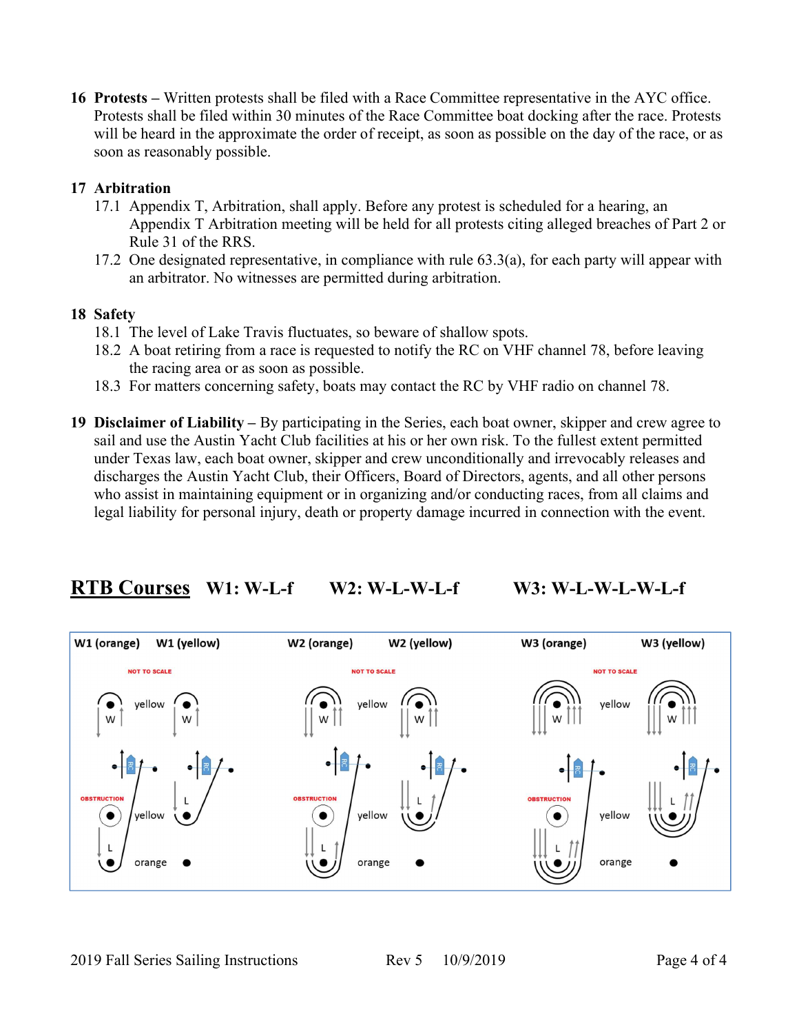**16 Protests –** Written protests shall be filed with a Race Committee representative in the AYC office. Protests shall be filed within 30 minutes of the Race Committee boat docking after the race. Protests will be heard in the approximate the order of receipt, as soon as possible on the day of the race, or as soon as reasonably possible.

**17 Arbitration**

17.1 Appendix T, Arbitration, shall apply. Before any protest is scheduled for a hearing, an Appendix T Arbitration meeting will be held for all protests citing alleged breaches of Part 2 or Rule 31 of the RRS.

17.2 One designated representative, in compliance with rule 63.3(a), for each party will appear with an arbitrator. No witnesses are permitted during arbitration.

**18 Safety**

18.1 The level of Lake Travis fluctuates, so beware of shallow spots.

18.2 A boat retiring from a race is requested to notify the RC on VHF channel 78, before leaving the racing area or as soon as possible.

18.3 For matters concerning safety, boats may contact the RC by VHF radio on channel 78.

**19 Disclaimer of Liability –** By participating in the Series, each boat owner, skipper and crew agree to sail and use the Austin Yacht Club facilities at his or her own risk. To the fullest extent permitted under Texas law, each boat owner, skipper and crew unconditionally and irrevocably releases and discharges the Austin Yacht Club, their Officers, Board of Directors, agents, and all other persons who assist in maintaining equipment or in organizing and/or conducting races, from all claims and legal liability for personal injury, death or property damage incurred in connection with the event.

## RTB Courses W1: W-L-f W2: W-L-W-L-f W3: W-L-W-L-W-L-f

W1 (orange) W1 (yellow) W2 (orange) W2 (yellow) W3 (orange) W3 (yellow)

NOT TO SCALE

yellow

W

RC

OBSTRUCTION

yellow

L

orange